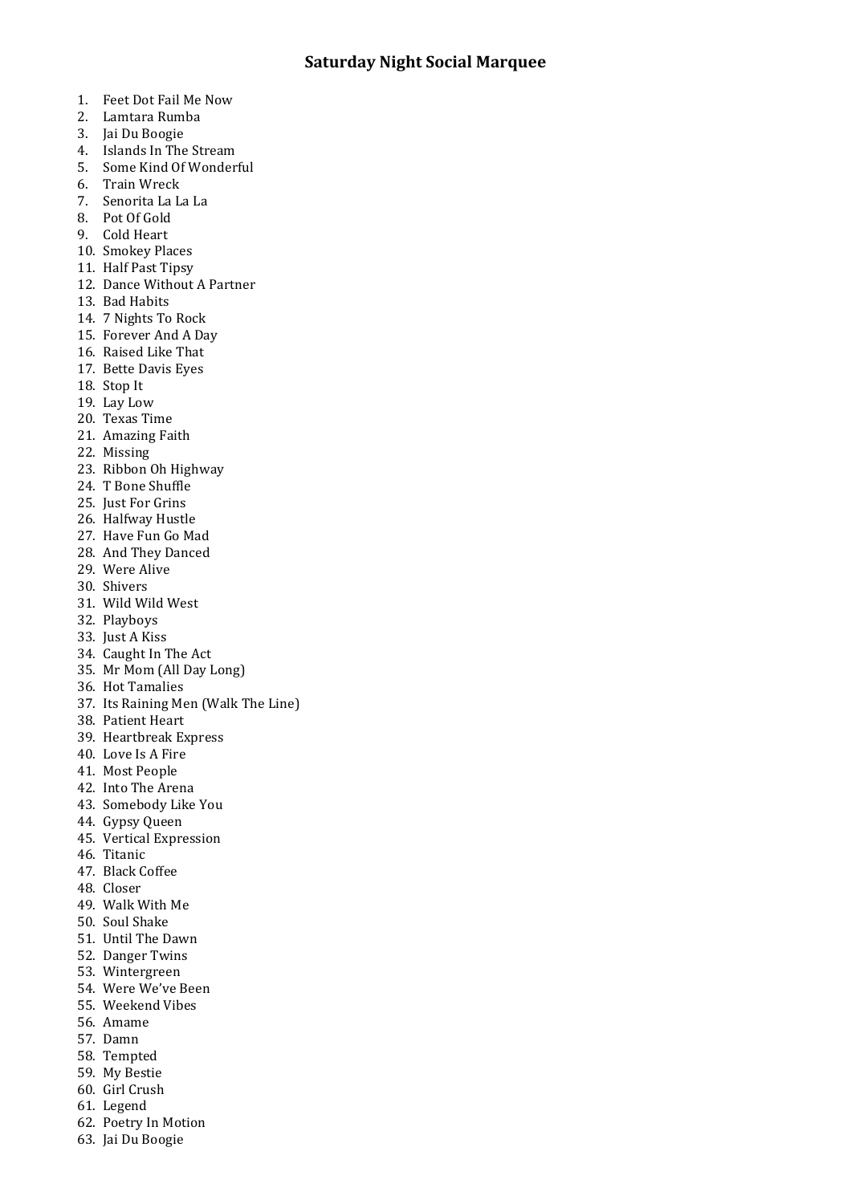## Saturday Night Social Marquee

1. Feet Dot Fail Me Now
2. Lamtara Rumba
3. Jai Du Boogie
4. Islands In The Stream
5. Some Kind Of Wonderful
6. Train Wreck
7. Senorita La La La
8. Pot Of Gold
9. Cold Heart
10. Smokey Places
11. Half Past Tipsy
12. Dance Without A Partner
13. Bad Habits
14. 7 Nights To Rock
15. Forever And A Day
16. Raised Like That
17. Bette Davis Eyes
18. Stop It
19. Lay Low
20. Texas Time
21. Amazing Faith
22. Missing
23. Ribbon Oh Highway
24. T Bone Shuffle
25. Just For Grins
26. Halfway Hustle
27. Have Fun Go Mad
28. And They Danced
29. Were Alive
30. Shivers
31. Wild Wild West
32. Playboys
33. Just A Kiss
34. Caught In The Act
35. Mr Mom (All Day Long)
36. Hot Tamalies
37. Its Raining Men (Walk The Line)
38. Patient Heart
39. Heartbreak Express
40. Love Is A Fire
41. Most People
42. Into The Arena
43. Somebody Like You
44. Gypsy Queen
45. Vertical Expression
46. Titanic
47. Black Coffee
48. Closer
49. Walk With Me
50. Soul Shake
51. Until The Dawn
52. Danger Twins
53. Wintergreen
54. Were We've Been
55. Weekend Vibes
56. Amame
57. Damn
58. Tempted
59. My Bestie
60. Girl Crush
61. Legend
62. Poetry In Motion
63. Jai Du Boogie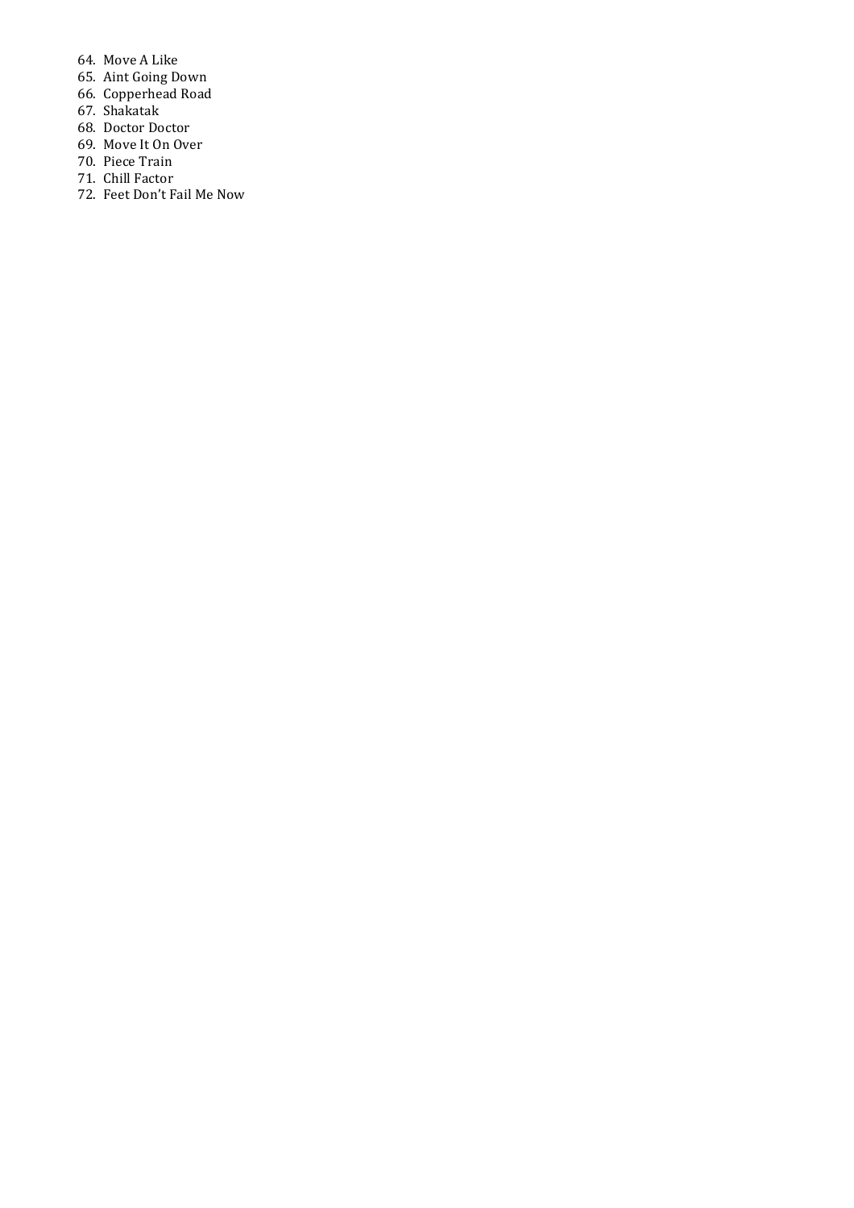64. Move A Like
65. Aint Going Down
66. Copperhead Road
67. Shakatak
68. Doctor Doctor
69. Move It On Over
70. Piece Train
71. Chill Factor
72. Feet Don't Fail Me Now